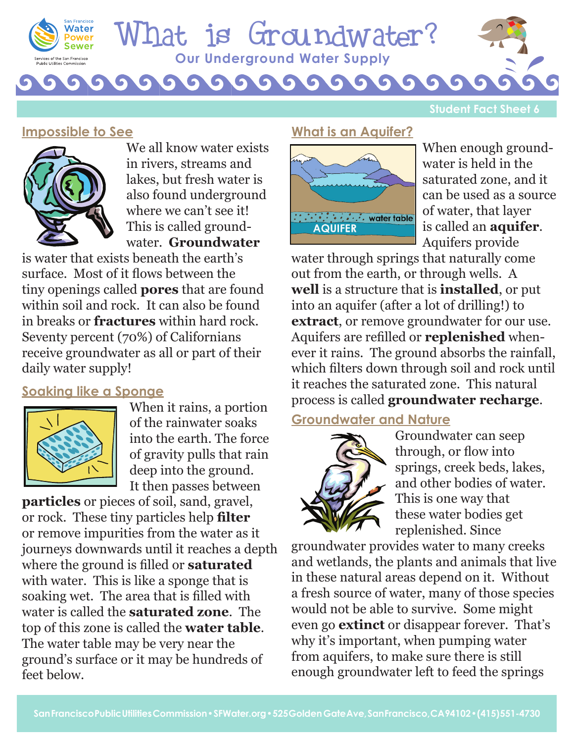# What is Groundwater?

## Our Underground Water Supply

Student Fact Sheet 6

### Impossible to See

We all know water exists in rivers, streams and lakes, but fresh water is also found underground where we can't see it! This is called groundwater. **Groundwater** is water that exists beneath the earth's surface. Most of it flows between the tiny openings called **pores** that are found within soil and rock. It can also be found in breaks or **fractures** within hard rock. Seventy percent (70%) of Californians receive groundwater as all or part of their daily water supply!

### Soaking like a Sponge

When it rains, a portion of the rainwater soaks into the earth. The force of gravity pulls that rain deep into the ground. It then passes between **particles** or pieces of soil, sand, gravel, or rock. These tiny particles help **filter** or remove impurities from the water as it journeys downwards until it reaches a depth where the ground is filled or **saturated** with water. This is like a sponge that is soaking wet. The area that is filled with water is called the **saturated zone**. The top of this zone is called the **water table**. The water table may be very near the ground's surface or it may be hundreds of feet below.

### What is an Aquifer?

When enough groundwater is held in the saturated zone, and it can be used as a source of water, that layer is called an **aquifer**. Aquifers provide water through springs that naturally come out from the earth, or through wells. A **well** is a structure that is **installed**, or put into an aquifer (after a lot of drilling!) to **extract**, or remove groundwater for our use. Aquifers are refilled or **replenished** whenever it rains. The ground absorbs the rainfall, which filters down through soil and rock until it reaches the saturated zone. This natural process is called **groundwater recharge**.

### Groundwater and Nature

Groundwater can seep through, or flow into springs, creek beds, lakes, and other bodies of water. This is one way that these water bodies get replenished. Since groundwater provides water to many creeks and wetlands, the plants and animals that live in these natural areas depend on it. Without a fresh source of water, many of those species would not be able to survive. Some might even go **extinct** or disappear forever. That's why it's important, when pumping water from aquifers, to make sure there is still enough groundwater left to feed the springs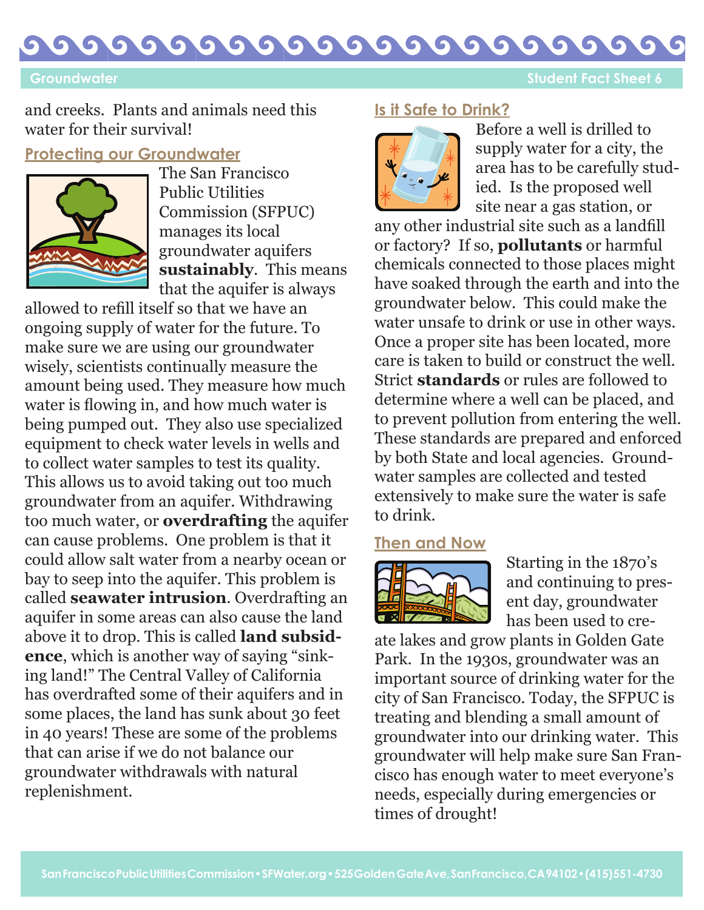and creeks. Plants and animals need this water for their survival!

## Protecting our Groundwater

The San Francisco Public Utilities Commission (SFPUC) manages its local groundwater aquifers **sustainably**. This means that the aquifer is always allowed to refill itself so that we have an ongoing supply of water for the future. To make sure we are using our groundwater wisely, scientists continually measure the amount being used. They measure how much water is flowing in, and how much water is being pumped out. They also use specialized equipment to check water levels in wells and to collect water samples to test its quality. This allows us to avoid taking out too much groundwater from an aquifer. Withdrawing too much water, or **overdrafting** the aquifer can cause problems. One problem is that it could allow salt water from a nearby ocean or bay to seep into the aquifer. This problem is called **seawater intrusion**. Overdrafting an aquifer in some areas can also cause the land above it to drop. This is called **land subsidence**, which is another way of saying "sinking land!" The Central Valley of California has overdrafted some of their aquifers and in some places, the land has sunk about 30 feet in 40 years! These are some of the problems that can arise if we do not balance our groundwater withdrawals with natural replenishment.

## Is it Safe to Drink?

Before a well is drilled to supply water for a city, the area has to be carefully studied. Is the proposed well site near a gas station, or any other industrial site such as a landfill or factory? If so, **pollutants** or harmful chemicals connected to those places might have soaked through the earth and into the groundwater below. This could make the water unsafe to drink or use in other ways. Once a proper site has been located, more care is taken to build or construct the well. Strict **standards** or rules are followed to determine where a well can be placed, and to prevent pollution from entering the well. These standards are prepared and enforced by both State and local agencies. Groundwater samples are collected and tested extensively to make sure the water is safe to drink.

## Then and Now

Starting in the 1870's and continuing to present day, groundwater has been used to create lakes and grow plants in Golden Gate Park. In the 1930s, groundwater was an important source of drinking water for the city of San Francisco. Today, the SFPUC is treating and blending a small amount of groundwater into our drinking water. This groundwater will help make sure San Francisco has enough water to meet everyone's needs, especially during emergencies or times of drought!